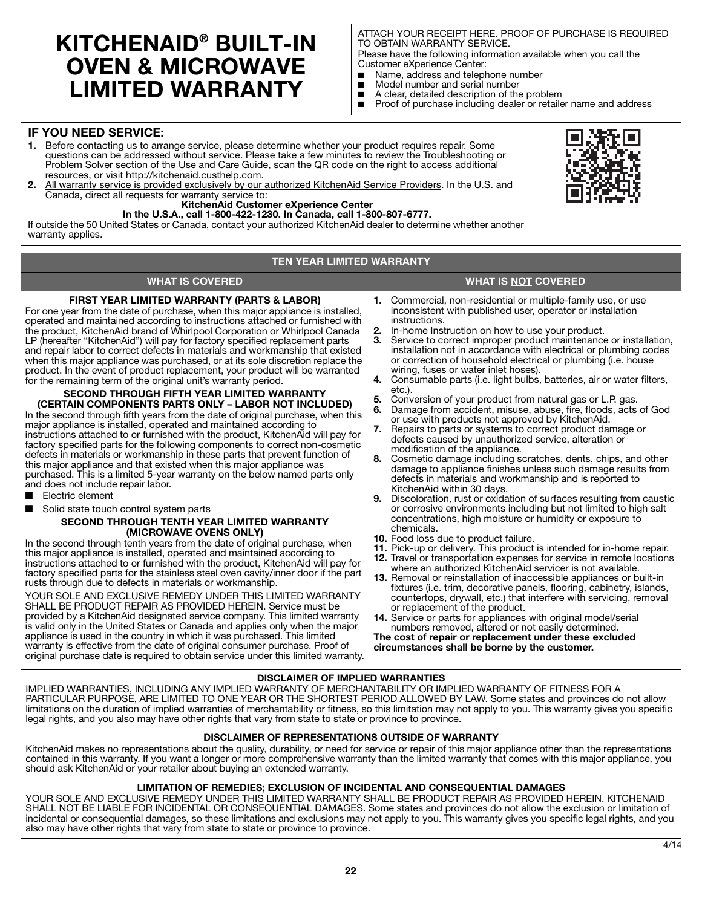# KITCHENAID® BUILT-IN OVEN & MICROWAVE LIMITED WARRANTY

ATTACH YOUR RECEIPT HERE. PROOF OF PURCHASE IS REQUIRED TO OBTAIN WARRANTY SERVICE.

Please have the following information available when you call the Customer eXperience Center:

- Name, address and telephone number
- Model number and serial number
- A clear, detailed description of the problem
- Proof of purchase including dealer or retailer name and address

## IF YOU NEED SERVICE:

1. Before contacting us to arrange service, please determine whether your product requires repair. Some questions can be addressed without service. Please take a few minutes to review the Troubleshooting or Problem Solver section of the Use and Care Guide, scan the QR code on the right to access additional resources, or visit http://kitchenaid.custhelp.com.
2. All warranty service is provided exclusively by our authorized KitchenAid Service Providers. In the U.S. and Canada, direct all requests for warranty service to:

**KitchenAid Customer eXperience Center**

**In the U.S.A., call 1-800-422-1230. In Canada, call 1-800-807-6777.**

If outside the 50 United States or Canada, contact your authorized KitchenAid dealer to determine whether another warranty applies.

## TEN YEAR LIMITED WARRANTY

### WHAT IS COVERED

**FIRST YEAR LIMITED WARRANTY (PARTS & LABOR)**

For one year from the date of purchase, when this major appliance is installed, operated and maintained according to instructions attached or furnished with the product, KitchenAid brand of Whirlpool Corporation or Whirlpool Canada LP (hereafter "KitchenAid") will pay for factory specified replacement parts and repair labor to correct defects in materials and workmanship that existed when this major appliance was purchased, or at its sole discretion replace the product. In the event of product replacement, your product will be warranted for the remaining term of the original unit's warranty period.

**SECOND THROUGH FIFTH YEAR LIMITED WARRANTY (CERTAIN COMPONENTS PARTS ONLY – LABOR NOT INCLUDED)**

In the second through fifth years from the date of original purchase, when this major appliance is installed, operated and maintained according to instructions attached to or furnished with the product, KitchenAid will pay for factory specified parts for the following components to correct non-cosmetic defects in materials or workmanship in these parts that prevent function of this major appliance and that existed when this major appliance was purchased. This is a limited 5-year warranty on the below named parts only and does not include repair labor.

- Electric element
- Solid state touch control system parts

**SECOND THROUGH TENTH YEAR LIMITED WARRANTY (MICROWAVE OVENS ONLY)**

In the second through tenth years from the date of original purchase, when this major appliance is installed, operated and maintained according to instructions attached to or furnished with the product, KitchenAid will pay for factory specified parts for the stainless steel oven cavity/inner door if the part rusts through due to defects in materials or workmanship.

YOUR SOLE AND EXCLUSIVE REMEDY UNDER THIS LIMITED WARRANTY SHALL BE PRODUCT REPAIR AS PROVIDED HEREIN. Service must be provided by a KitchenAid designated service company. This limited warranty is valid only in the United States or Canada and applies only when the major appliance is used in the country in which it was purchased. This limited warranty is effective from the date of original consumer purchase. Proof of original purchase date is required to obtain service under this limited warranty.

### WHAT IS NOT COVERED

1. Commercial, non-residential or multiple-family use, or use inconsistent with published user, operator or installation instructions.
2. In-home Instruction on how to use your product.
3. Service to correct improper product maintenance or installation, installation not in accordance with electrical or plumbing codes or correction of household electrical or plumbing (i.e. house wiring, fuses or water inlet hoses).
4. Consumable parts (i.e. light bulbs, batteries, air or water filters, etc.).
5. Conversion of your product from natural gas or L.P. gas.
6. Damage from accident, misuse, abuse, fire, floods, acts of God or use with products not approved by KitchenAid.
7. Repairs to parts or systems to correct product damage or defects caused by unauthorized service, alteration or modification of the appliance.
8. Cosmetic damage including scratches, dents, chips, and other damage to appliance finishes unless such damage results from defects in materials and workmanship and is reported to KitchenAid within 30 days.
9. Discoloration, rust or oxidation of surfaces resulting from caustic or corrosive environments including but not limited to high salt concentrations, high moisture or humidity or exposure to chemicals.
10. Food loss due to product failure.
11. Pick-up or delivery. This product is intended for in-home repair.
12. Travel or transportation expenses for service in remote locations where an authorized KitchenAid servicer is not available.
13. Removal or reinstallation of inaccessible appliances or built-in fixtures (i.e. trim, decorative panels, flooring, cabinetry, islands, countertops, drywall, etc.) that interfere with servicing, removal or replacement of the product.
14. Service or parts for appliances with original model/serial numbers removed, altered or not easily determined.

**The cost of repair or replacement under these excluded circumstances shall be borne by the customer.**

### DISCLAIMER OF IMPLIED WARRANTIES

IMPLIED WARRANTIES, INCLUDING ANY IMPLIED WARRANTY OF MERCHANTABILITY OR IMPLIED WARRANTY OF FITNESS FOR A PARTICULAR PURPOSE, ARE LIMITED TO ONE YEAR OR THE SHORTEST PERIOD ALLOWED BY LAW. Some states and provinces do not allow limitations on the duration of implied warranties of merchantability or fitness, so this limitation may not apply to you. This warranty gives you specific legal rights, and you also may have other rights that vary from state to state or province to province.

### DISCLAIMER OF REPRESENTATIONS OUTSIDE OF WARRANTY

KitchenAid makes no representations about the quality, durability, or need for service or repair of this major appliance other than the representations contained in this warranty. If you want a longer or more comprehensive warranty than the limited warranty that comes with this major appliance, you should ask KitchenAid or your retailer about buying an extended warranty.

### LIMITATION OF REMEDIES; EXCLUSION OF INCIDENTAL AND CONSEQUENTIAL DAMAGES

YOUR SOLE AND EXCLUSIVE REMEDY UNDER THIS LIMITED WARRANTY SHALL BE PRODUCT REPAIR AS PROVIDED HEREIN. KITCHENAID SHALL NOT BE LIABLE FOR INCIDENTAL OR CONSEQUENTIAL DAMAGES. Some states and provinces do not allow the exclusion or limitation of incidental or consequential damages, so these limitations and exclusions may not apply to you. This warranty gives you specific legal rights, and you also may have other rights that vary from state to state or province to province.

4/14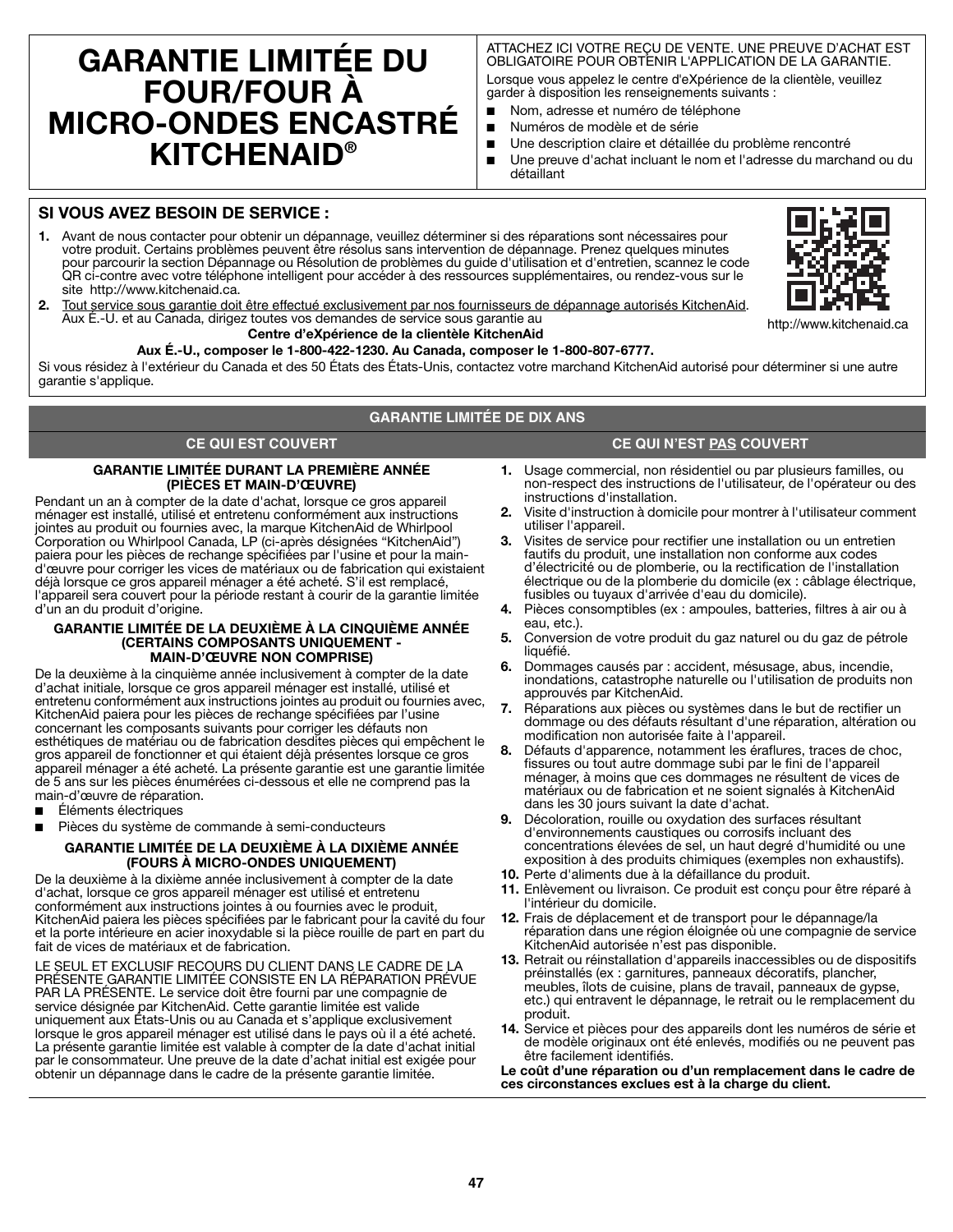# GARANTIE LIMITÉE DU FOUR/FOUR À MICRO-ONDES ENCASTRÉ KITCHENAID®

ATTACHEZ ICI VOTRE REÇU DE VENTE. UNE PREUVE D'ACHAT EST OBLIGATOIRE POUR OBTENIR L'APPLICATION DE LA GARANTIE.

Lorsque vous appelez le centre d'eXpérience de la clientèle, veuillez garder à disposition les renseignements suivants :

- Nom, adresse et numéro de téléphone
- Numéros de modèle et de série
- Une description claire et détaillée du problème rencontré
- Une preuve d'achat incluant le nom et l'adresse du marchand ou du détaillant

## SI VOUS AVEZ BESOIN DE SERVICE :

1. Avant de nous contacter pour obtenir un dépannage, veuillez déterminer si des réparations sont nécessaires pour votre produit. Certains problèmes peuvent être résolus sans intervention de dépannage. Prenez quelques minutes pour parcourir la section Dépannage ou Résolution de problèmes du guide d'utilisation et d'entretien, scannez le code QR ci-contre avec votre téléphone intelligent pour accéder à des ressources supplémentaires, ou rendez-vous sur le site http://www.kitchenaid.ca.
2. Tout service sous garantie doit être effectué exclusivement par nos fournisseurs de dépannage autorisés KitchenAid. Aux É.-U. et au Canada, dirigez toutes vos demandes de service sous garantie au

**Centre d'eXpérience de la clientèle KitchenAid**

**Aux É.-U., composer le 1-800-422-1230. Au Canada, composer le 1-800-807-6777.**

http://www.kitchenaid.ca

Si vous résidez à l'extérieur du Canada et des 50 États des États-Unis, contactez votre marchand KitchenAid autorisé pour déterminer si une autre garantie s'applique.

## GARANTIE LIMITÉE DE DIX ANS

### CE QUI EST COUVERT

**GARANTIE LIMITÉE DURANT LA PREMIÈRE ANNÉE (PIÈCES ET MAIN-D'ŒUVRE)**

Pendant un an à compter de la date d'achat, lorsque ce gros appareil ménager est installé, utilisé et entretenu conformément aux instructions jointes au produit ou fournies avec, la marque KitchenAid de Whirlpool Corporation ou Whirlpool Canada, LP (ci-après désignées "KitchenAid") paiera pour les pièces de rechange spécifiées par l'usine et pour la main-d'œuvre pour corriger les vices de matériaux ou de fabrication qui existaient déjà lorsque ce gros appareil ménager a été acheté. S'il est remplacé, l'appareil sera couvert pour la période restant à courir de la garantie limitée d'un an du produit d'origine.

**GARANTIE LIMITÉE DE LA DEUXIÈME À LA CINQUIÈME ANNÉE (CERTAINS COMPOSANTS UNIQUEMENT - MAIN-D'ŒUVRE NON COMPRISE)**

De la deuxième à la cinquième année inclusivement à compter de la date d'achat initiale, lorsque ce gros appareil ménager est installé, utilisé et entretenu conformément aux instructions jointes au produit ou fournies avec, KitchenAid paiera pour les pièces de rechange spécifiées par l'usine concernant les composants suivants pour corriger les défauts non esthétiques de matériau ou de fabrication desdites pièces qui empêchent le gros appareil de fonctionner et qui étaient déjà présentes lorsque ce gros appareil ménager a été acheté. La présente garantie est une garantie limitée de 5 ans sur les pièces énumérées ci-dessous et elle ne comprend pas la main-d'œuvre de réparation.

- Éléments électriques
- Pièces du système de commande à semi-conducteurs

**GARANTIE LIMITÉE DE LA DEUXIÈME À LA DIXIÈME ANNÉE (FOURS À MICRO-ONDES UNIQUEMENT)**

De la deuxième à la dixième année inclusivement à compter de la date d'achat, lorsque ce gros appareil ménager est utilisé et entretenu conformément aux instructions jointes à ou fournies avec le produit, KitchenAid paiera les pièces spécifiées par le fabricant pour la cavité du four et la porte intérieure en acier inoxydable si la pièce rouille de part en part du fait de vices de matériaux et de fabrication.

LE SEUL ET EXCLUSIF RECOURS DU CLIENT DANS LE CADRE DE LA PRÉSENTE GARANTIE LIMITÉE CONSISTE EN LA RÉPARATION PRÉVUE PAR LA PRÉSENTE. Le service doit être fourni par une compagnie de service désignée par KitchenAid. Cette garantie limitée est valide uniquement aux États-Unis ou au Canada et s'applique exclusivement lorsque le gros appareil ménager est utilisé dans le pays où il a été acheté. La présente garantie limitée est valable à compter de la date d'achat initial par le consommateur. Une preuve de la date d'achat initial est exigée pour obtenir un dépannage dans le cadre de la présente garantie limitée.

### CE QUI N'EST PAS COUVERT

1. Usage commercial, non résidentiel ou par plusieurs familles, ou non-respect des instructions de l'utilisateur, de l'opérateur ou des instructions d'installation.
2. Visite d'instruction à domicile pour montrer à l'utilisateur comment utiliser l'appareil.
3. Visites de service pour rectifier une installation ou un entretien fautifs du produit, une installation non conforme aux codes d'électricité ou de plomberie, ou la rectification de l'installation électrique ou de la plomberie du domicile (ex : câblage électrique, fusibles ou tuyaux d'arrivée d'eau du domicile).
4. Pièces consomptibles (ex : ampoules, batteries, filtres à air ou à eau, etc.).
5. Conversion de votre produit du gaz naturel ou du gaz de pétrole liquéfié.
6. Dommages causés par : accident, mésusage, abus, incendie, inondations, catastrophe naturelle ou l'utilisation de produits non approuvés par KitchenAid.
7. Réparations aux pièces ou systèmes dans le but de rectifier un dommage ou des défauts résultant d'une réparation, altération ou modification non autorisée faite à l'appareil.
8. Défauts d'apparence, notamment les éraflures, traces de choc, fissures ou tout autre dommage subi par le fini de l'appareil ménager, à moins que ces dommages ne résultent de vices de matériaux ou de fabrication et ne soient signalés à KitchenAid dans les 30 jours suivant la date d'achat.
9. Décoloration, rouille ou oxydation des surfaces résultant d'environnements caustiques ou corrosifs incluant des concentrations élevées de sel, un haut degré d'humidité ou une exposition à des produits chimiques (exemples non exhaustifs).
10. Perte d'aliments due à la défaillance du produit.
11. Enlèvement ou livraison. Ce produit est conçu pour être réparé à l'intérieur du domicile.
12. Frais de déplacement et de transport pour le dépannage/la réparation dans une région éloignée où une compagnie de service KitchenAid autorisée n'est pas disponible.
13. Retrait ou réinstallation d'appareils inaccessibles ou de dispositifs préinstallés (ex : garnitures, panneaux décoratifs, plancher, meubles, îlots de cuisine, plans de travail, panneaux de gypse, etc.) qui entravent le dépannage, le retrait ou le remplacement du produit.
14. Service et pièces pour des appareils dont les numéros de série et de modèle originaux ont été enlevés, modifiés ou ne peuvent pas être facilement identifiés.

**Le coût d'une réparation ou d'un remplacement dans le cadre de ces circonstances exclues est à la charge du client.**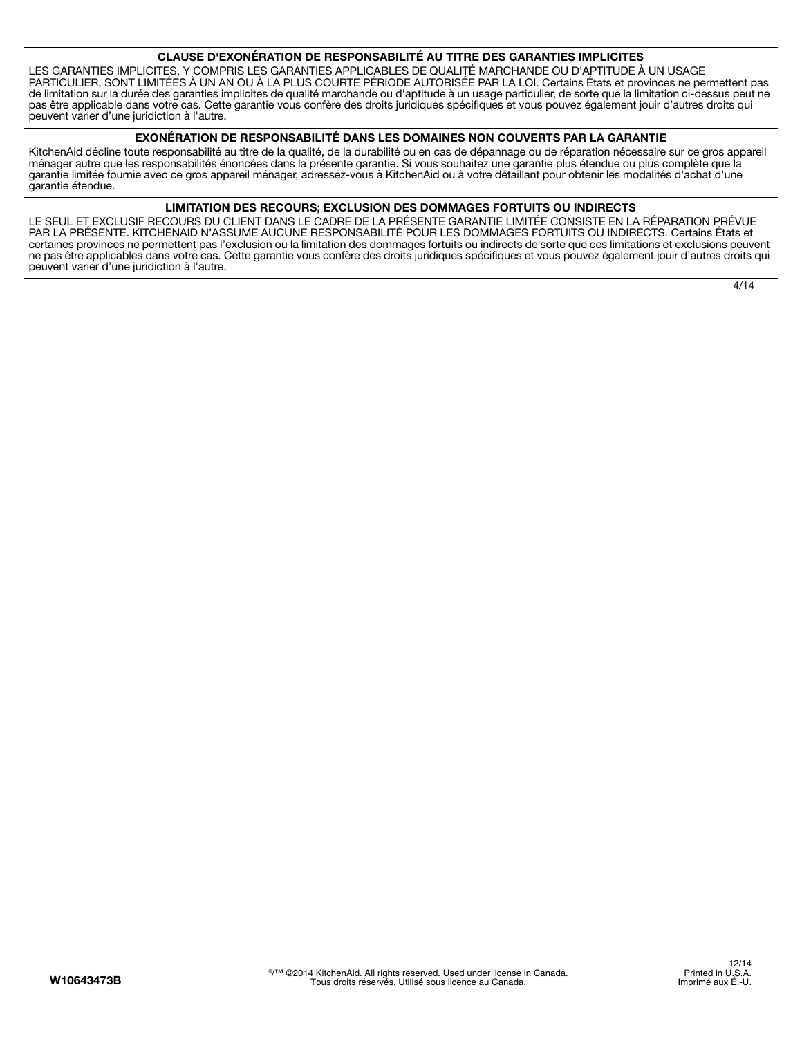### CLAUSE D'EXONÉRATION DE RESPONSABILITÉ AU TITRE DES GARANTIES IMPLICITES

LES GARANTIES IMPLICITES, Y COMPRIS LES GARANTIES APPLICABLES DE QUALITÉ MARCHANDE OU D'APTITUDE À UN USAGE PARTICULIER, SONT LIMITÉES À UN AN OU À LA PLUS COURTE PÉRIODE AUTORISÉE PAR LA LOI. Certains États et provinces ne permettent pas de limitation sur la durée des garanties implicites de qualité marchande ou d'aptitude à un usage particulier, de sorte que la limitation ci-dessus peut ne pas être applicable dans votre cas. Cette garantie vous confère des droits juridiques spécifiques et vous pouvez également jouir d'autres droits qui peuvent varier d'une juridiction à l'autre.

### EXONÉRATION DE RESPONSABILITÉ DANS LES DOMAINES NON COUVERTS PAR LA GARANTIE

KitchenAid décline toute responsabilité au titre de la qualité, de la durabilité ou en cas de dépannage ou de réparation nécessaire sur ce gros appareil ménager autre que les responsabilités énoncées dans la présente garantie. Si vous souhaitez une garantie plus étendue ou plus complète que la garantie limitée fournie avec ce gros appareil ménager, adressez-vous à KitchenAid ou à votre détaillant pour obtenir les modalités d'achat d'une garantie étendue.

### LIMITATION DES RECOURS; EXCLUSION DES DOMMAGES FORTUITS OU INDIRECTS

LE SEUL ET EXCLUSIF RECOURS DU CLIENT DANS LE CADRE DE LA PRÉSENTE GARANTIE LIMITÉE CONSISTE EN LA RÉPARATION PRÉVUE PAR LA PRÉSENTE. KITCHENAID N'ASSUME AUCUNE RESPONSABILITÉ POUR LES DOMMAGES FORTUITS OU INDIRECTS. Certains États et certaines provinces ne permettent pas l'exclusion ou la limitation des dommages fortuits ou indirects de sorte que ces limitations et exclusions peuvent ne pas être applicables dans votre cas. Cette garantie vous confère des droits juridiques spécifiques et vous pouvez également jouir d'autres droits qui peuvent varier d'une juridiction à l'autre.

4/14

**W10643473B**

®/™ ©2014 KitchenAid. All rights reserved. Used under license in Canada.
Tous droits réservés. Utilisé sous licence au Canada.

12/14
Printed in U.S.A.
Imprimé aux É.-U.